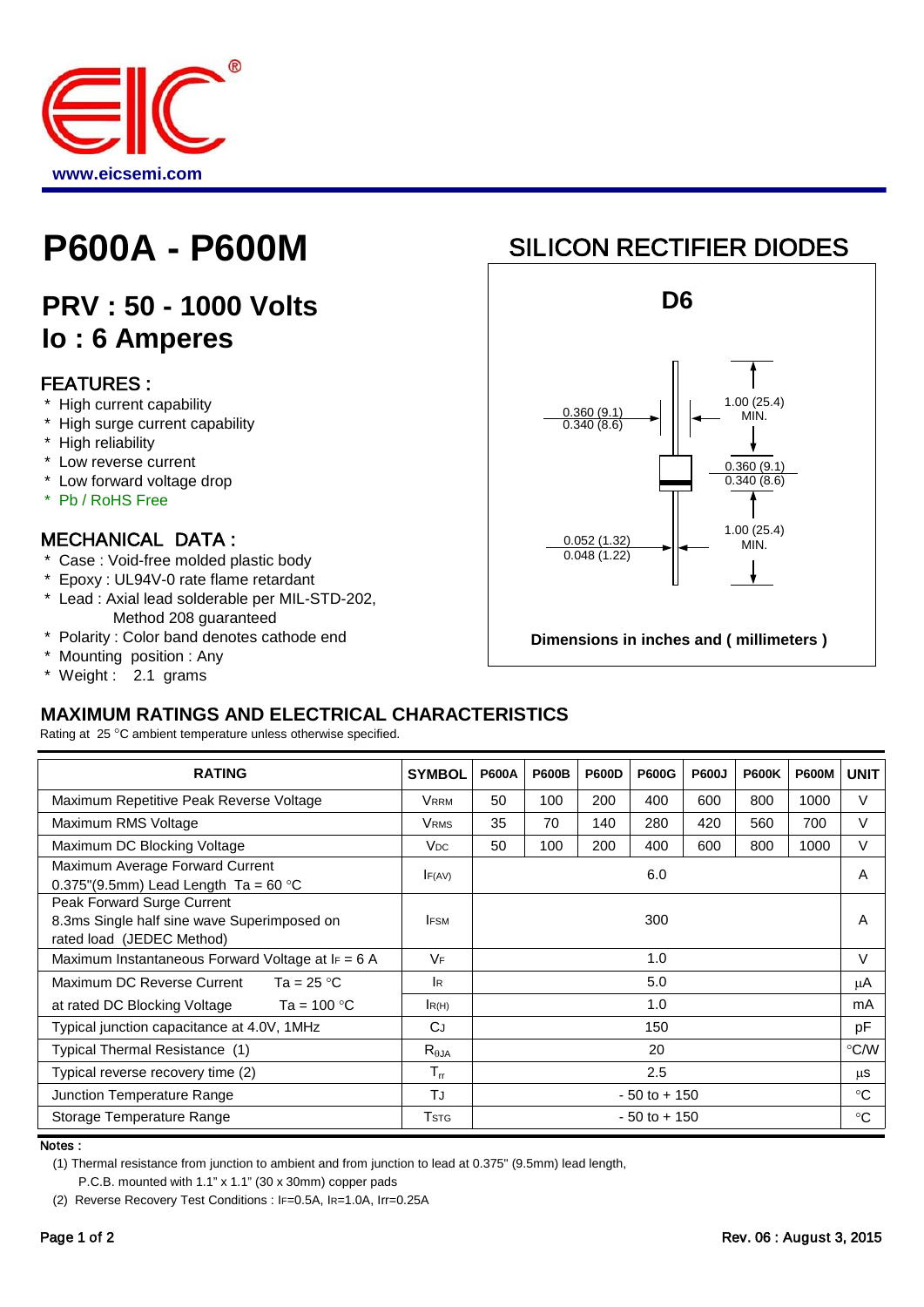www.eicsemi.com

# P600A - P600M

## SILICON RECTIFIER DIODES

## PRV : 50 - 1000 Volts
## Io : 6 Amperes

### FEATURES :

* High current capability
* High surge current capability
* High reliability
* Low reverse current
* Low forward voltage drop
* Pb / RoHS Free

### MECHANICAL DATA :

* Case : Void-free molded plastic body
* Epoxy : UL94V-0 rate flame retardant
* Lead : Axial lead solderable per MIL-STD-202, Method 208 guaranteed
* Polarity : Color band denotes cathode end
* Mounting position : Any
* Weight : 2.1 grams

**D6**

0.360 (9.1)
0.340 (8.6)

1.00 (25.4)
MIN.

0.360 (9.1)
0.340 (8.6)

0.052 (1.32)
0.048 (1.22)

1.00 (25.4)
MIN.

**Dimensions in inches and ( millimeters )**

### MAXIMUM RATINGS AND ELECTRICAL CHARACTERISTICS

Rating at 25 °C ambient temperature unless otherwise specified.

| RATING | SYMBOL | P600A | P600B | P600D | P600G | P600J | P600K | P600M | UNIT |
|---|---|---|---|---|---|---|---|---|---|
| Maximum Repetitive Peak Reverse Voltage | $V_{RRM}$ | 50 | 100 | 200 | 400 | 600 | 800 | 1000 | V |
| Maximum RMS Voltage | $V_{RMS}$ | 35 | 70 | 140 | 280 | 420 | 560 | 700 | V |
| Maximum DC Blocking Voltage | $V_{DC}$ | 50 | 100 | 200 | 400 | 600 | 800 | 1000 | V |
| Maximum Average Forward Current 0.375"(9.5mm) Lead Length Ta = 60 °C | $I_{F(AV)}$ | 6.0 | | | | | | | A |
| Peak Forward Surge Current 8.3ms Single half sine wave Superimposed on rated load (JEDEC Method) | $I_{FSM}$ | 300 | | | | | | | A |
| Maximum Instantaneous Forward Voltage at $I_F$ = 6 A | $V_F$ | 1.0 | | | | | | | V |
| Maximum DC Reverse Current Ta = 25 °C | $I_R$ | 5.0 | | | | | | | μA |
| at rated DC Blocking Voltage Ta = 100 °C | $I_{R(H)}$ | 1.0 | | | | | | | mA |
| Typical junction capacitance at 4.0V, 1MHz | $C_J$ | 150 | | | | | | | pF |
| Typical Thermal Resistance (1) | $R_{\theta JA}$ | 20 | | | | | | | °C/W |
| Typical reverse recovery time (2) | $T_{rr}$ | 2.5 | | | | | | | μs |
| Junction Temperature Range | $T_J$ | - 50 to + 150 | | | | | | | °C |
| Storage Temperature Range | $T_{STG}$ | - 50 to + 150 | | | | | | | °C |

**Notes :**

(1) Thermal resistance from junction to ambient and from junction to lead at 0.375" (9.5mm) lead length, P.C.B. mounted with 1.1" x 1.1" (30 x 30mm) copper pads

(2) Reverse Recovery Test Conditions : $I_F$=0.5A, $I_R$=1.0A, Irr=0.25A

Rev. 06 : August 3, 2015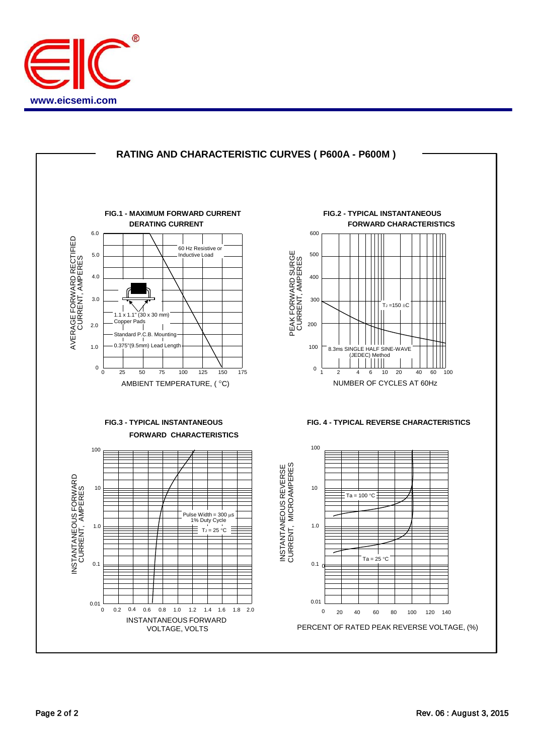## RATING AND CHARACTERISTIC CURVES ( P600A - P600M )

**FIG.1 - MAXIMUM FORWARD CURRENT DERATING CURRENT**

AVERAGE FORWARD RECTIFIED CURRENT, AMPERES

6.0
5.0
4.0
3.0
2.0
1.0
0

60 Hz Resistive or Inductive Load

1.1 x 1.1" (30 x 30 mm) Copper Pads

Standard P.C.B. Mounting

0.375"(9.5mm) Lead Length

0 25 50 75 100 125 150 175

AMBIENT TEMPERATURE, ( °C)

**FIG.2 - TYPICAL INSTANTANEOUS FORWARD CHARACTERISTICS**

PEAK FORWARD SURGE CURRENT, AMPERES

600
500
400
300
200
100
0

$T_J$ =150 ±C

8.3ms SINGLE HALF SINE-WAVE (JEDEC) Method

1 2 4 6 10 20 40 60 100

NUMBER OF CYCLES AT 60Hz

**FIG.3 - TYPICAL INSTANTANEOUS FORWARD CHARACTERISTICS**

INSTANTANEOUS FORWARD CURRENT, AMPERES

100
10
1.0
0.1
0.01

Pulse Width = 300 µs
1% Duty Cycle
$T_J$ = 25 °C

0 0.2 0.4 0.6 0.8 1.0 1.2 1.4 1.6 1.8 2.0

INSTANTANEOUS FORWARD VOLTAGE, VOLTS

**FIG. 4 - TYPICAL REVERSE CHARACTERISTICS**

INSTANTANEOUS REVERSE CURRENT, MICROAMPERES

100
10
1.0
0.1
0.01

Ta = 100 °C

Ta = 25 °C

0 20 40 60 80 100 120 140

PERCENT OF RATED PEAK REVERSE VOLTAGE, (%)

Rev. 06 : August 3, 2015